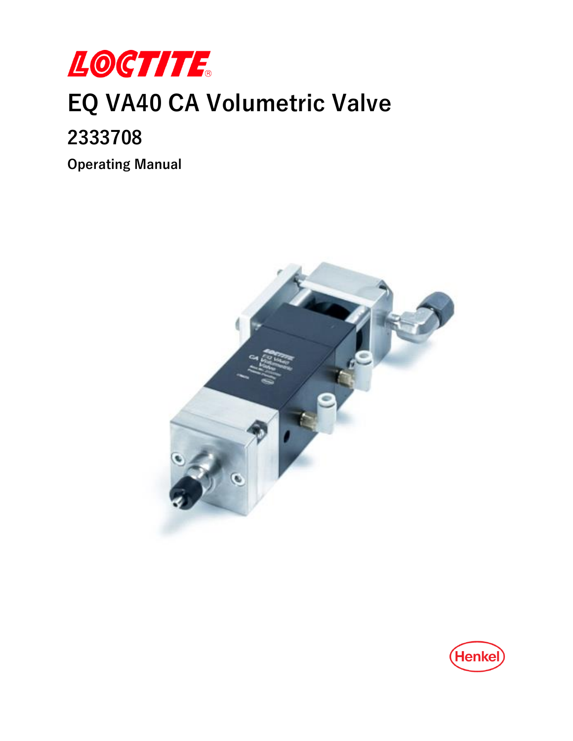LOCTITE®

# EQ VA40 CA Volumetric Valve

## 2333708

### Operating Manual

Henkel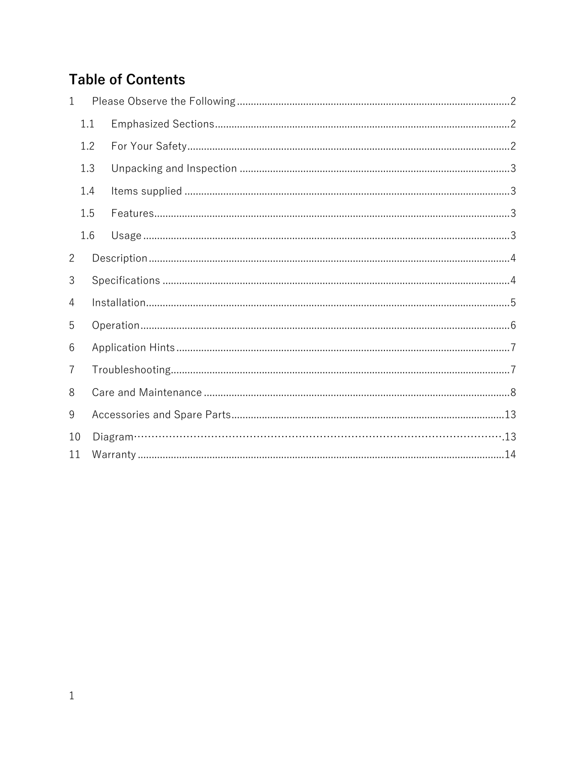# Table of Contents

1 Please Observe the Following ........................................................................................ 2

1.1 Emphasized Sections ................................................................................................. 2

1.2 For Your Safety .......................................................................................................... 2

1.3 Unpacking and Inspection .......................................................................................... 3

1.4 Items supplied ............................................................................................................ 3

1.5 Features ..................................................................................................................... 3

1.6 Usage ......................................................................................................................... 3

2 Description .......................................................................................................................... 4

3 Specifications ...................................................................................................................... 4

4 Installation ........................................................................................................................... 5

5 Operation ............................................................................................................................. 6

6 Application Hints .................................................................................................................. 7

7 Troubleshooting ................................................................................................................... 7

8 Care and Maintenance ........................................................................................................ 8

9 Accessories and Spare Parts ............................................................................................ 13

10 Diagram ............................................................................................................................ 13

11 Warranty ........................................................................................................................... 14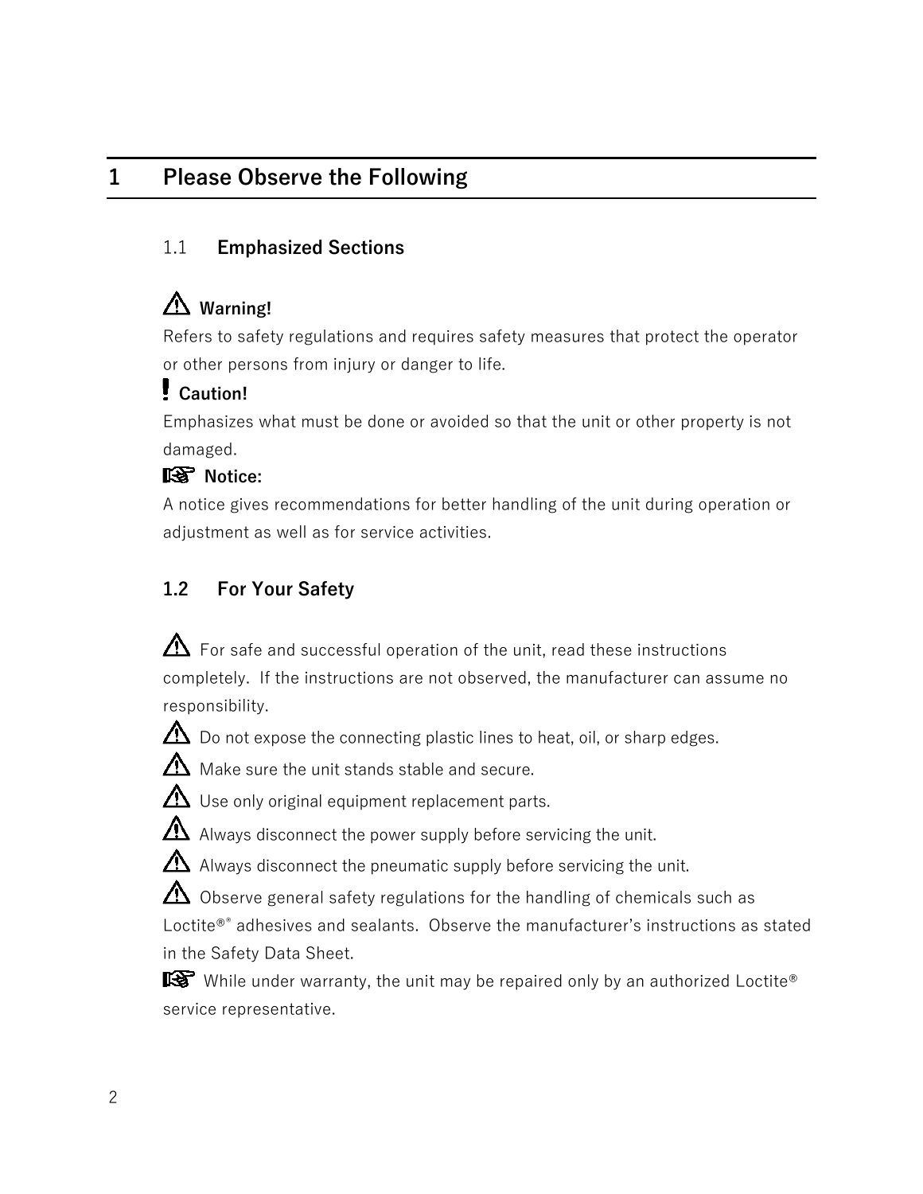# 1 Please Observe the Following

## 1.1 Emphasized Sections

⚠ **Warning!**

Refers to safety regulations and requires safety measures that protect the operator or other persons from injury or danger to life.

! **Caution!**

Emphasizes what must be done or avoided so that the unit or other property is not damaged.

☞ **Notice:**

A notice gives recommendations for better handling of the unit during operation or adjustment as well as for service activities.

## 1.2 For Your Safety

⚠ For safe and successful operation of the unit, read these instructions completely. If the instructions are not observed, the manufacturer can assume no responsibility.

⚠ Do not expose the connecting plastic lines to heat, oil, or sharp edges.

⚠ Make sure the unit stands stable and secure.

⚠ Use only original equipment replacement parts.

⚠ Always disconnect the power supply before servicing the unit.

⚠ Always disconnect the pneumatic supply before servicing the unit.

⚠ Observe general safety regulations for the handling of chemicals such as Loctite®® adhesives and sealants. Observe the manufacturer's instructions as stated in the Safety Data Sheet.

☞ While under warranty, the unit may be repaired only by an authorized Loctite® service representative.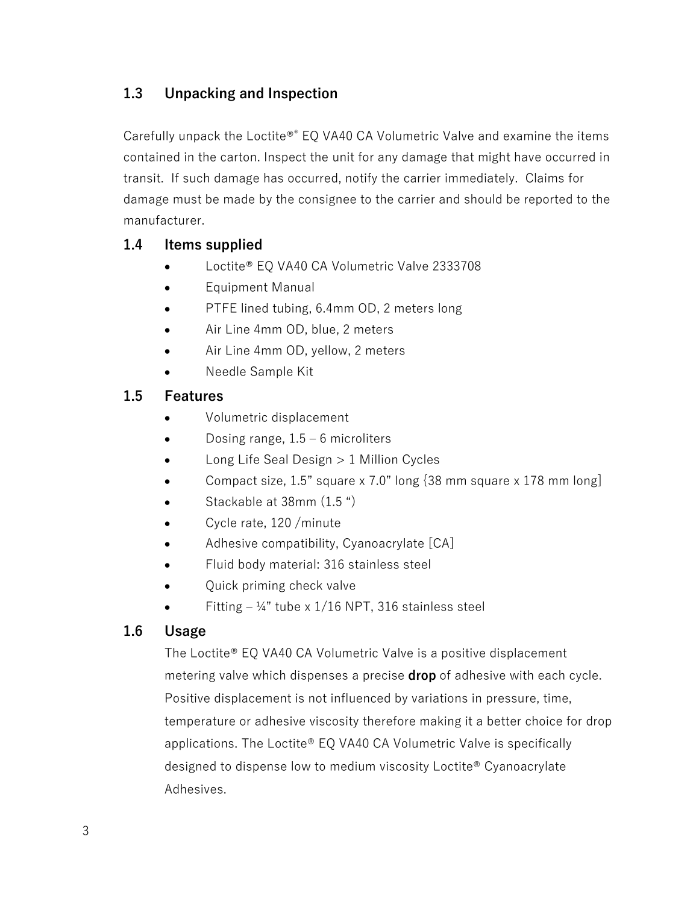## 1.3 Unpacking and Inspection

Carefully unpack the Loctite®® EQ VA40 CA Volumetric Valve and examine the items contained in the carton. Inspect the unit for any damage that might have occurred in transit. If such damage has occurred, notify the carrier immediately. Claims for damage must be made by the consignee to the carrier and should be reported to the manufacturer.

## 1.4 Items supplied

- Loctite® EQ VA40 CA Volumetric Valve 2333708
- Equipment Manual
- PTFE lined tubing, 6.4mm OD, 2 meters long
- Air Line 4mm OD, blue, 2 meters
- Air Line 4mm OD, yellow, 2 meters
- Needle Sample Kit

## 1.5 Features

- Volumetric displacement
- Dosing range, 1.5 – 6 microliters
- Long Life Seal Design > 1 Million Cycles
- Compact size, 1.5" square x 7.0" long {38 mm square x 178 mm long]
- Stackable at 38mm (1.5 ")
- Cycle rate, 120 /minute
- Adhesive compatibility, Cyanoacrylate [CA]
- Fluid body material: 316 stainless steel
- Quick priming check valve
- Fitting – ¼" tube x 1/16 NPT, 316 stainless steel

## 1.6 Usage

The Loctite® EQ VA40 CA Volumetric Valve is a positive displacement metering valve which dispenses a precise **drop** of adhesive with each cycle. Positive displacement is not influenced by variations in pressure, time, temperature or adhesive viscosity therefore making it a better choice for drop applications. The Loctite® EQ VA40 CA Volumetric Valve is specifically designed to dispense low to medium viscosity Loctite® Cyanoacrylate Adhesives.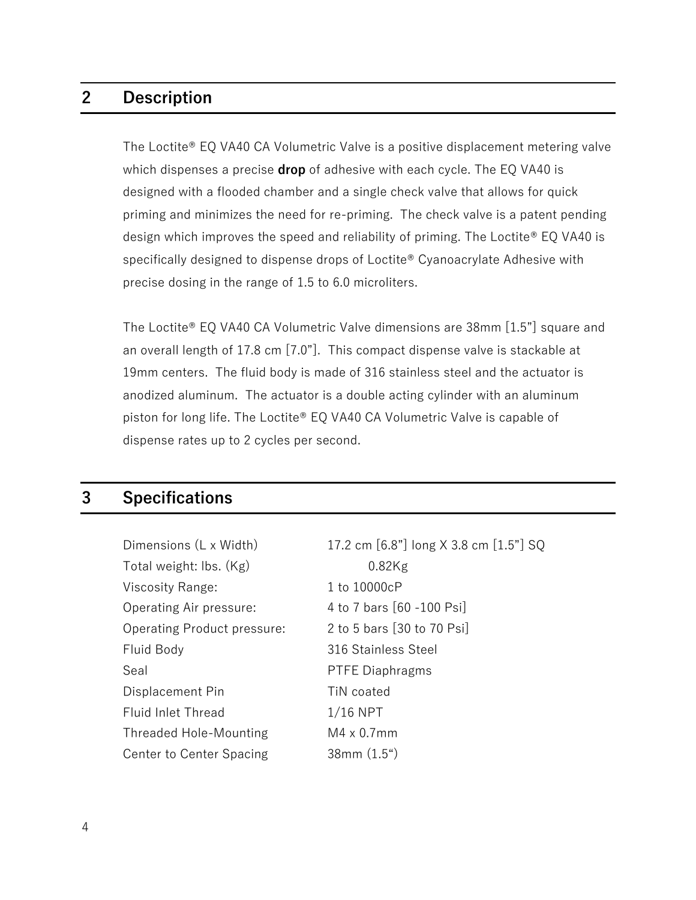## 2 Description

The Loctite® EQ VA40 CA Volumetric Valve is a positive displacement metering valve which dispenses a precise **drop** of adhesive with each cycle. The EQ VA40 is designed with a flooded chamber and a single check valve that allows for quick priming and minimizes the need for re-priming. The check valve is a patent pending design which improves the speed and reliability of priming. The Loctite® EQ VA40 is specifically designed to dispense drops of Loctite® Cyanoacrylate Adhesive with precise dosing in the range of 1.5 to 6.0 microliters.

The Loctite® EQ VA40 CA Volumetric Valve dimensions are 38mm [1.5"] square and an overall length of 17.8 cm [7.0"]. This compact dispense valve is stackable at 19mm centers. The fluid body is made of 316 stainless steel and the actuator is anodized aluminum. The actuator is a double acting cylinder with an aluminum piston for long life. The Loctite® EQ VA40 CA Volumetric Valve is capable of dispense rates up to 2 cycles per second.

## 3 Specifications

| | |
|---|---|
| Dimensions (L x Width) | 17.2 cm [6.8"] long X 3.8 cm [1.5"] SQ |
| Total weight: lbs. (Kg) | 0.82Kg |
| Viscosity Range: | 1 to 10000cP |
| Operating Air pressure: | 4 to 7 bars [60 -100 Psi] |
| Operating Product pressure: | 2 to 5 bars [30 to 70 Psi] |
| Fluid Body | 316 Stainless Steel |
| Seal | PTFE Diaphragms |
| Displacement Pin | TiN coated |
| Fluid Inlet Thread | 1/16 NPT |
| Threaded Hole-Mounting | M4 x 0.7mm |
| Center to Center Spacing | 38mm (1.5") |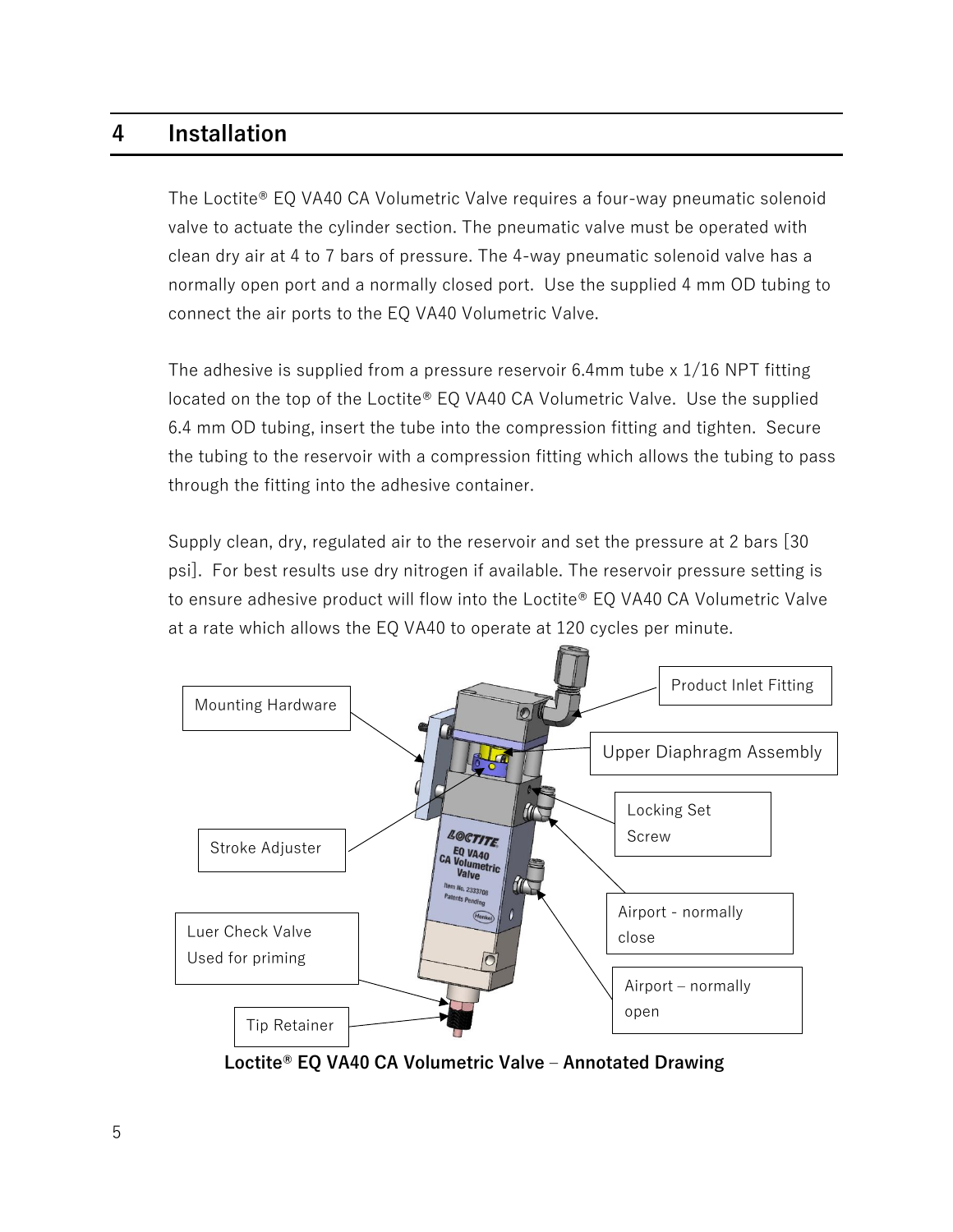# 4 Installation

The Loctite® EQ VA40 CA Volumetric Valve requires a four-way pneumatic solenoid valve to actuate the cylinder section. The pneumatic valve must be operated with clean dry air at 4 to 7 bars of pressure. The 4-way pneumatic solenoid valve has a normally open port and a normally closed port. Use the supplied 4 mm OD tubing to connect the air ports to the EQ VA40 Volumetric Valve.

The adhesive is supplied from a pressure reservoir 6.4mm tube x 1/16 NPT fitting located on the top of the Loctite® EQ VA40 CA Volumetric Valve. Use the supplied 6.4 mm OD tubing, insert the tube into the compression fitting and tighten. Secure the tubing to the reservoir with a compression fitting which allows the tubing to pass through the fitting into the adhesive container.

Supply clean, dry, regulated air to the reservoir and set the pressure at 2 bars [30 psi]. For best results use dry nitrogen if available. The reservoir pressure setting is to ensure adhesive product will flow into the Loctite® EQ VA40 CA Volumetric Valve at a rate which allows the EQ VA40 to operate at 120 cycles per minute.

Mounting Hardware

Product Inlet Fitting

Upper Diaphragm Assembly

Locking Set Screw

Stroke Adjuster

Airport - normally close

Luer Check Valve Used for priming

Airport – normally open

Tip Retainer

**Loctite® EQ VA40 CA Volumetric Valve – Annotated Drawing**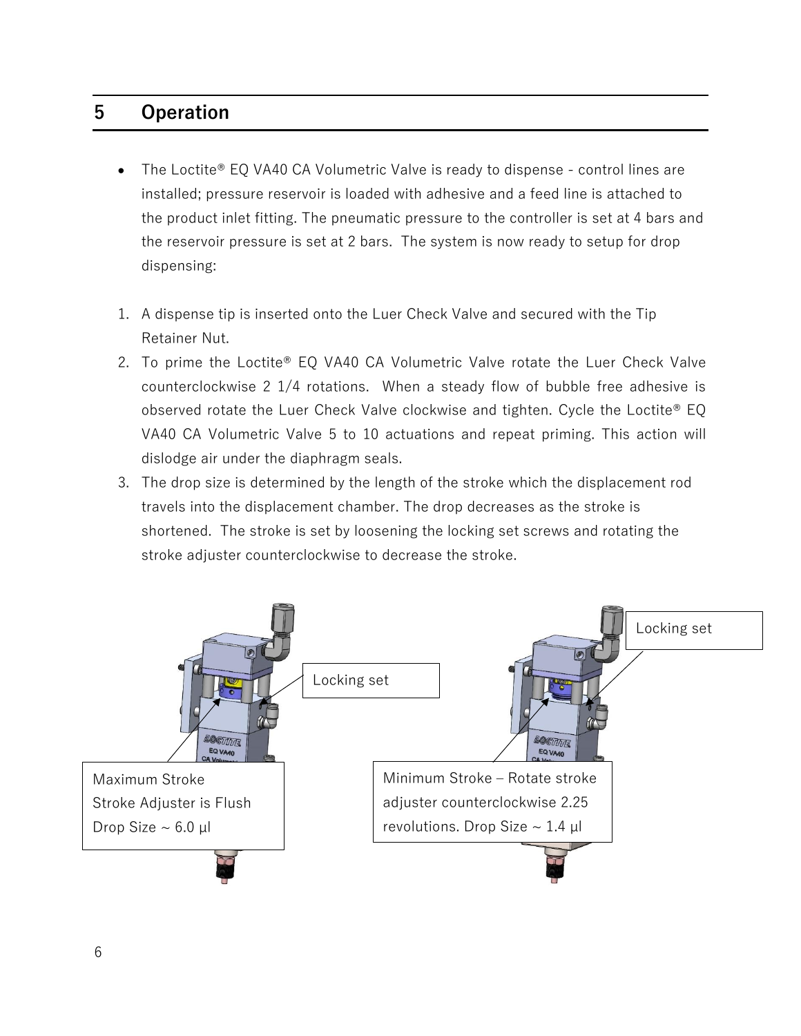## 5 Operation

- The Loctite® EQ VA40 CA Volumetric Valve is ready to dispense - control lines are installed; pressure reservoir is loaded with adhesive and a feed line is attached to the product inlet fitting. The pneumatic pressure to the controller is set at 4 bars and the reservoir pressure is set at 2 bars. The system is now ready to setup for drop dispensing:

1. A dispense tip is inserted onto the Luer Check Valve and secured with the Tip Retainer Nut.
2. To prime the Loctite® EQ VA40 CA Volumetric Valve rotate the Luer Check Valve counterclockwise 2 1/4 rotations. When a steady flow of bubble free adhesive is observed rotate the Luer Check Valve clockwise and tighten. Cycle the Loctite® EQ VA40 CA Volumetric Valve 5 to 10 actuations and repeat priming. This action will dislodge air under the diaphragm seals.
3. The drop size is determined by the length of the stroke which the displacement rod travels into the displacement chamber. The drop decreases as the stroke is shortened. The stroke is set by loosening the locking set screws and rotating the stroke adjuster counterclockwise to decrease the stroke.

Locking set

Maximum Stroke
Stroke Adjuster is Flush
Drop Size ~ 6.0 µl

Locking set

Minimum Stroke – Rotate stroke adjuster counterclockwise 2.25 revolutions. Drop Size ~ 1.4 µl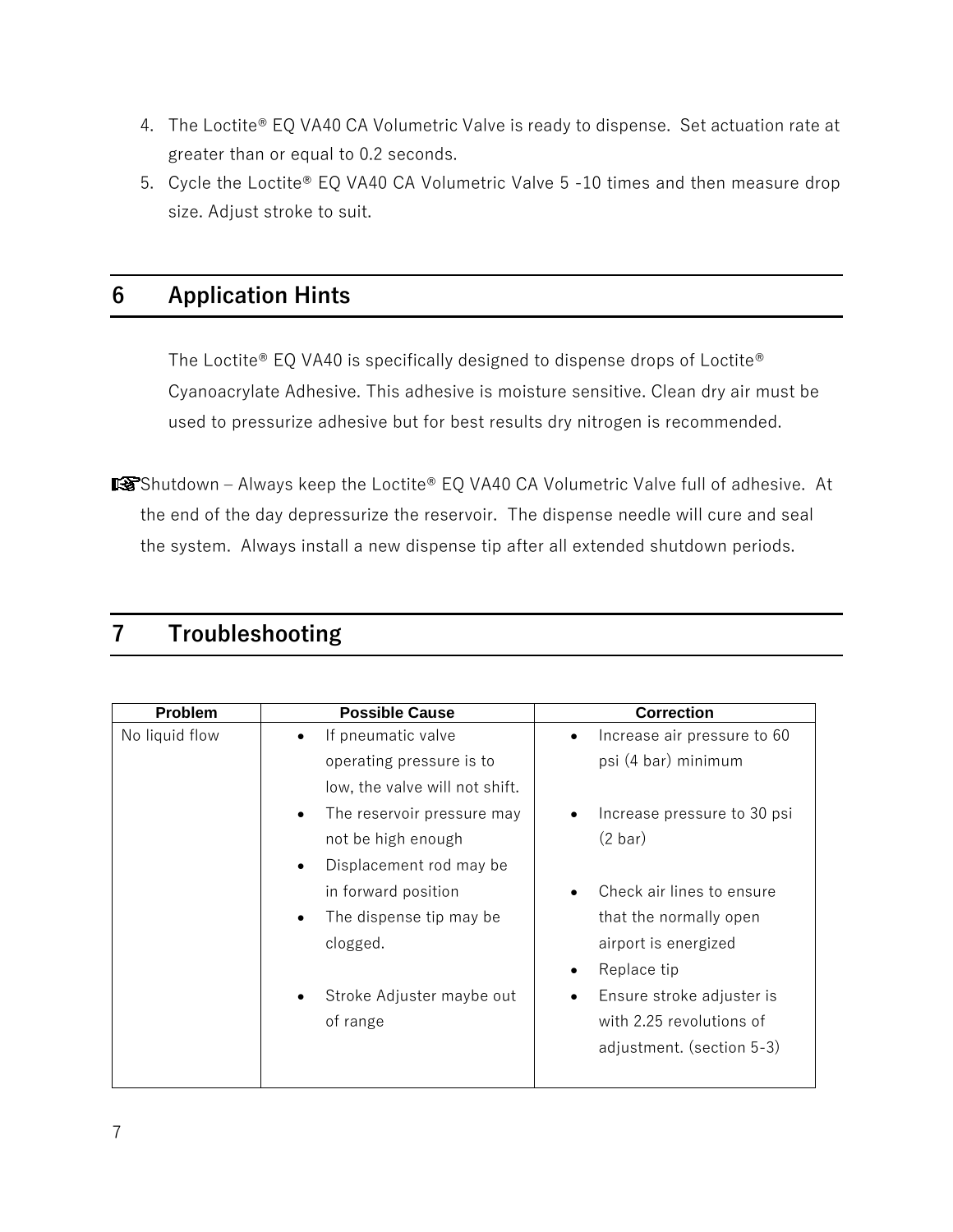4. The Loctite® EQ VA40 CA Volumetric Valve is ready to dispense. Set actuation rate at greater than or equal to 0.2 seconds.
5. Cycle the Loctite® EQ VA40 CA Volumetric Valve 5 -10 times and then measure drop size. Adjust stroke to suit.

## 6 Application Hints

The Loctite® EQ VA40 is specifically designed to dispense drops of Loctite® Cyanoacrylate Adhesive. This adhesive is moisture sensitive. Clean dry air must be used to pressurize adhesive but for best results dry nitrogen is recommended.

☞Shutdown – Always keep the Loctite® EQ VA40 CA Volumetric Valve full of adhesive. At the end of the day depressurize the reservoir. The dispense needle will cure and seal the system. Always install a new dispense tip after all extended shutdown periods.

## 7 Troubleshooting

| Problem | Possible Cause | Correction |
|---|---|---|
| No liquid flow | • If pneumatic valve operating pressure is to low, the valve will not shift.<br>• The reservoir pressure may not be high enough<br>• Displacement rod may be in forward position<br>• The dispense tip may be clogged.<br>• Stroke Adjuster maybe out of range | • Increase air pressure to 60 psi (4 bar) minimum<br>• Increase pressure to 30 psi (2 bar)<br>• Check air lines to ensure that the normally open airport is energized<br>• Replace tip<br>• Ensure stroke adjuster is with 2.25 revolutions of adjustment. (section 5-3) |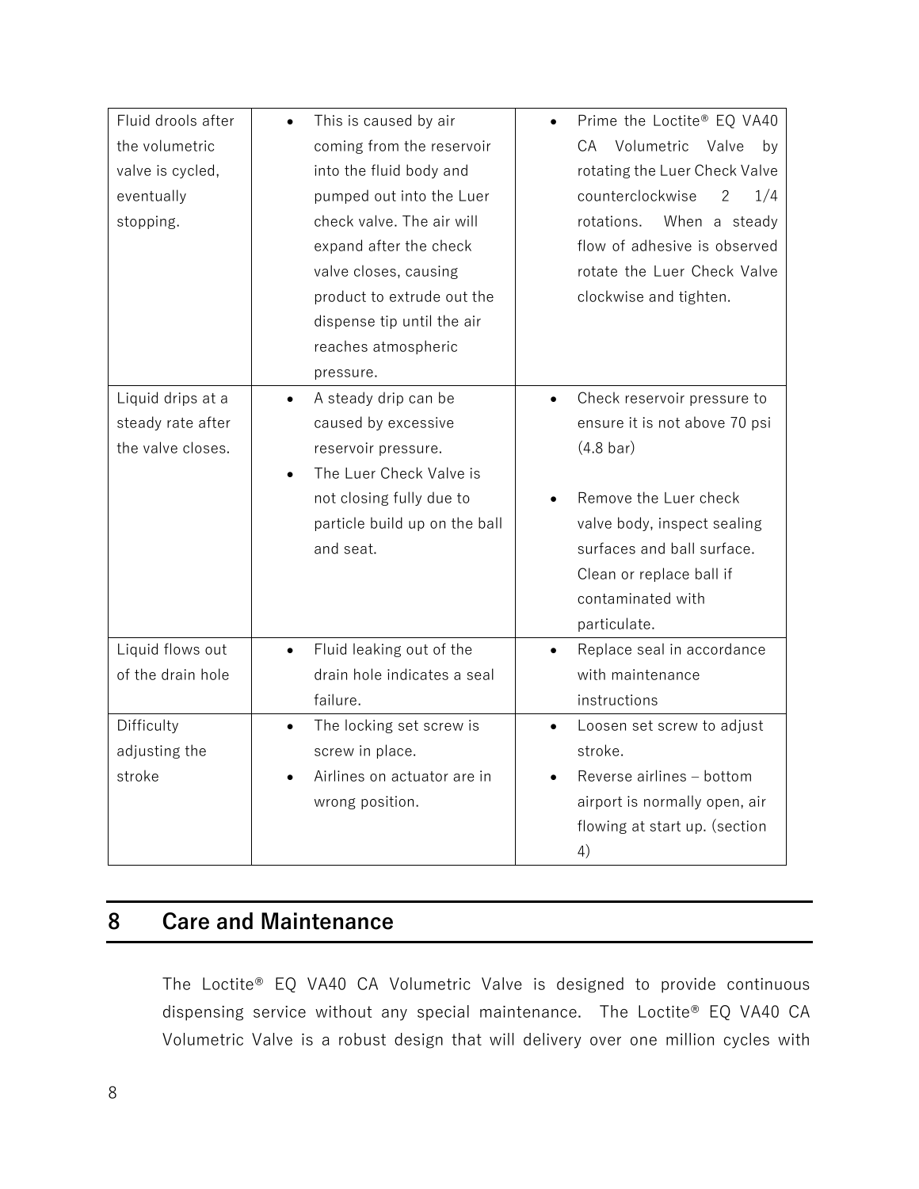| | | |
|---|---|---|
| Fluid drools after the volumetric valve is cycled, eventually stopping. | • This is caused by air coming from the reservoir into the fluid body and pumped out into the Luer check valve. The air will expand after the check valve closes, causing product to extrude out the dispense tip until the air reaches atmospheric pressure. | • Prime the Loctite® EQ VA40 CA Volumetric Valve by rotating the Luer Check Valve counterclockwise 2 1/4 rotations. When a steady flow of adhesive is observed rotate the Luer Check Valve clockwise and tighten. |
| Liquid drips at a steady rate after the valve closes. | • A steady drip can be caused by excessive reservoir pressure.<br>• The Luer Check Valve is not closing fully due to particle build up on the ball and seat. | • Check reservoir pressure to ensure it is not above 70 psi (4.8 bar)<br><br>• Remove the Luer check valve body, inspect sealing surfaces and ball surface. Clean or replace ball if contaminated with particulate. |
| Liquid flows out of the drain hole | • Fluid leaking out of the drain hole indicates a seal failure. | • Replace seal in accordance with maintenance instructions |
| Difficulty adjusting the stroke | • The locking set screw is screw in place.<br>• Airlines on actuator are in wrong position. | • Loosen set screw to adjust stroke.<br>• Reverse airlines – bottom airport is normally open, air flowing at start up. (section 4) |

# 8 Care and Maintenance

The Loctite® EQ VA40 CA Volumetric Valve is designed to provide continuous dispensing service without any special maintenance. The Loctite® EQ VA40 CA Volumetric Valve is a robust design that will delivery over one million cycles with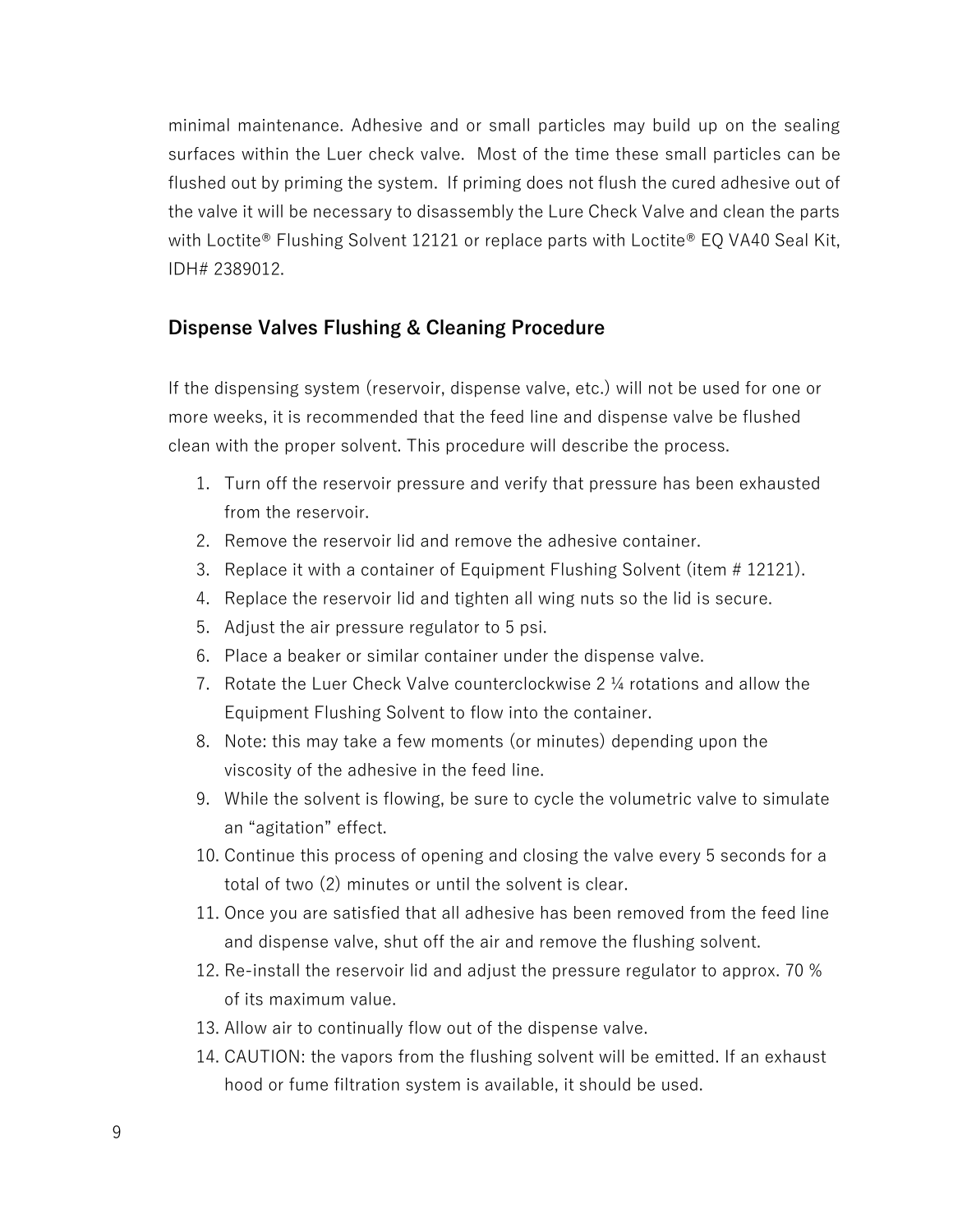minimal maintenance. Adhesive and or small particles may build up on the sealing surfaces within the Luer check valve. Most of the time these small particles can be flushed out by priming the system. If priming does not flush the cured adhesive out of the valve it will be necessary to disassembly the Lure Check Valve and clean the parts with Loctite® Flushing Solvent 12121 or replace parts with Loctite® EQ VA40 Seal Kit, IDH# 2389012.

## Dispense Valves Flushing & Cleaning Procedure

If the dispensing system (reservoir, dispense valve, etc.) will not be used for one or more weeks, it is recommended that the feed line and dispense valve be flushed clean with the proper solvent. This procedure will describe the process.

1. Turn off the reservoir pressure and verify that pressure has been exhausted from the reservoir.
2. Remove the reservoir lid and remove the adhesive container.
3. Replace it with a container of Equipment Flushing Solvent (item # 12121).
4. Replace the reservoir lid and tighten all wing nuts so the lid is secure.
5. Adjust the air pressure regulator to 5 psi.
6. Place a beaker or similar container under the dispense valve.
7. Rotate the Luer Check Valve counterclockwise 2 ¼ rotations and allow the Equipment Flushing Solvent to flow into the container.
8. Note: this may take a few moments (or minutes) depending upon the viscosity of the adhesive in the feed line.
9. While the solvent is flowing, be sure to cycle the volumetric valve to simulate an "agitation" effect.
10. Continue this process of opening and closing the valve every 5 seconds for a total of two (2) minutes or until the solvent is clear.
11. Once you are satisfied that all adhesive has been removed from the feed line and dispense valve, shut off the air and remove the flushing solvent.
12. Re-install the reservoir lid and adjust the pressure regulator to approx. 70 % of its maximum value.
13. Allow air to continually flow out of the dispense valve.
14. CAUTION: the vapors from the flushing solvent will be emitted. If an exhaust hood or fume filtration system is available, it should be used.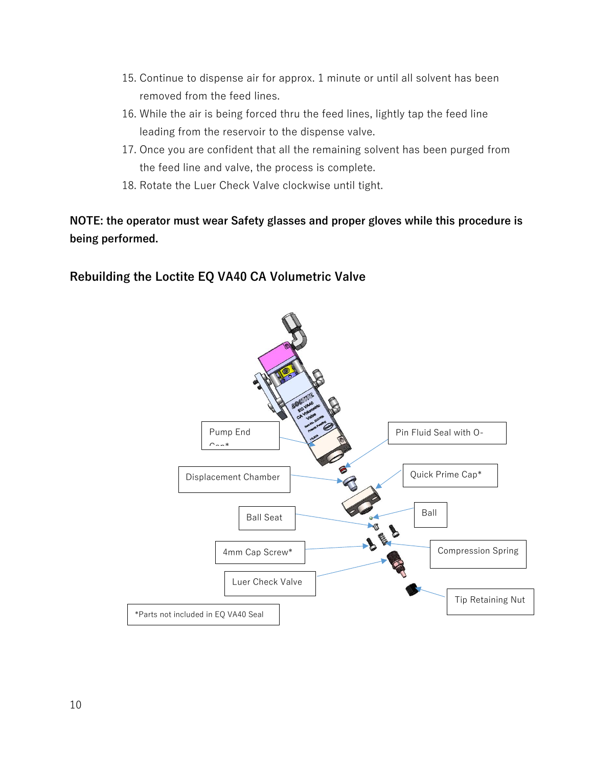15. Continue to dispense air for approx. 1 minute or until all solvent has been removed from the feed lines.
16. While the air is being forced thru the feed lines, lightly tap the feed line leading from the reservoir to the dispense valve.
17. Once you are confident that all the remaining solvent has been purged from the feed line and valve, the process is complete.
18. Rotate the Luer Check Valve clockwise until tight.

**NOTE: the operator must wear Safety glasses and proper gloves while this procedure is being performed.**

## Rebuilding the Loctite EQ VA40 CA Volumetric Valve

Pump End Cap*

Pin Fluid Seal with O-

Displacement Chamber

Quick Prime Cap*

Ball Seat

Ball

4mm Cap Screw*

Compression Spring

Luer Check Valve

Tip Retaining Nut

*Parts not included in EQ VA40 Seal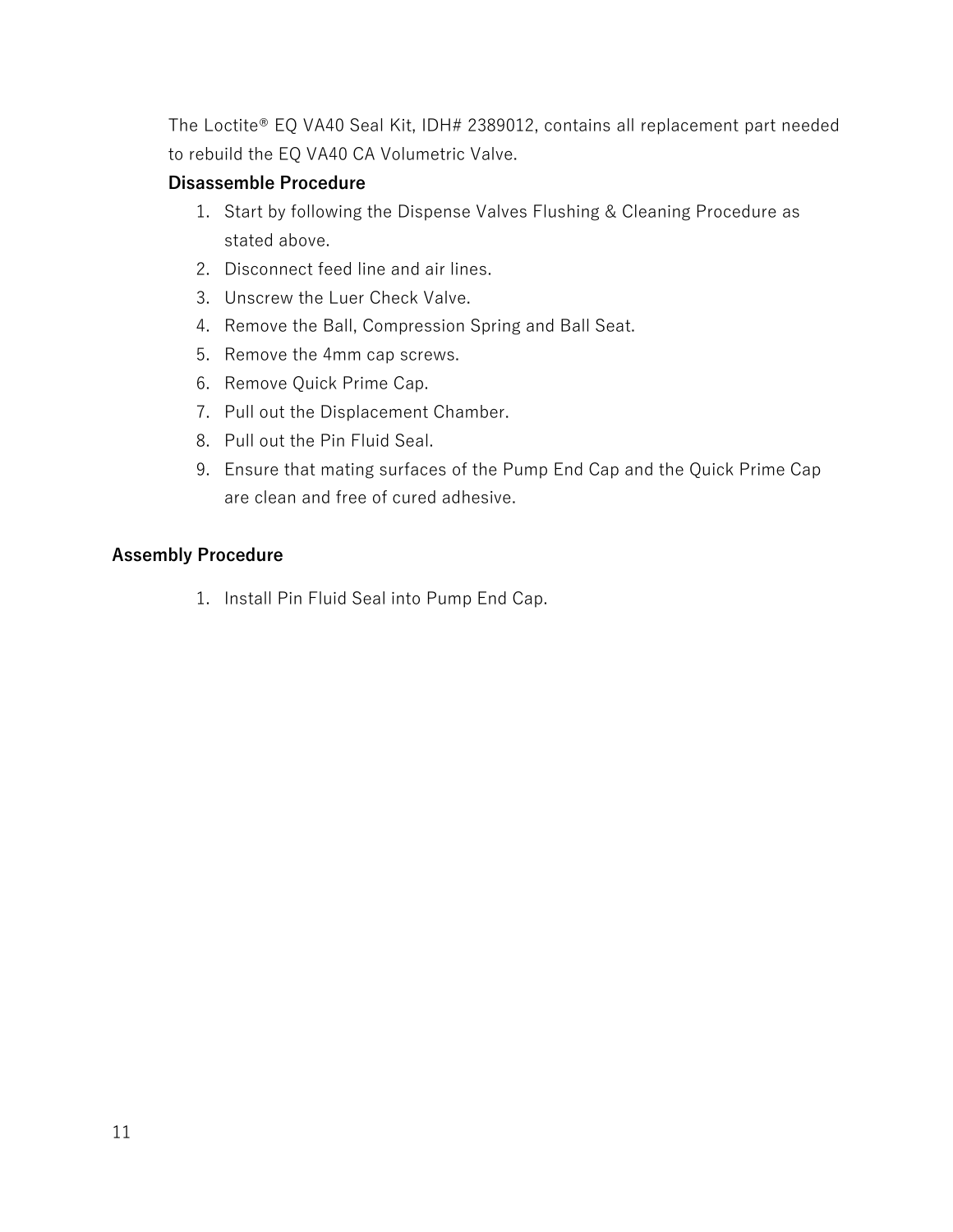The Loctite® EQ VA40 Seal Kit, IDH# 2389012, contains all replacement part needed to rebuild the EQ VA40 CA Volumetric Valve.

**Disassemble Procedure**

1. Start by following the Dispense Valves Flushing & Cleaning Procedure as stated above.
2. Disconnect feed line and air lines.
3. Unscrew the Luer Check Valve.
4. Remove the Ball, Compression Spring and Ball Seat.
5. Remove the 4mm cap screws.
6. Remove Quick Prime Cap.
7. Pull out the Displacement Chamber.
8. Pull out the Pin Fluid Seal.
9. Ensure that mating surfaces of the Pump End Cap and the Quick Prime Cap are clean and free of cured adhesive.

**Assembly Procedure**

1. Install Pin Fluid Seal into Pump End Cap.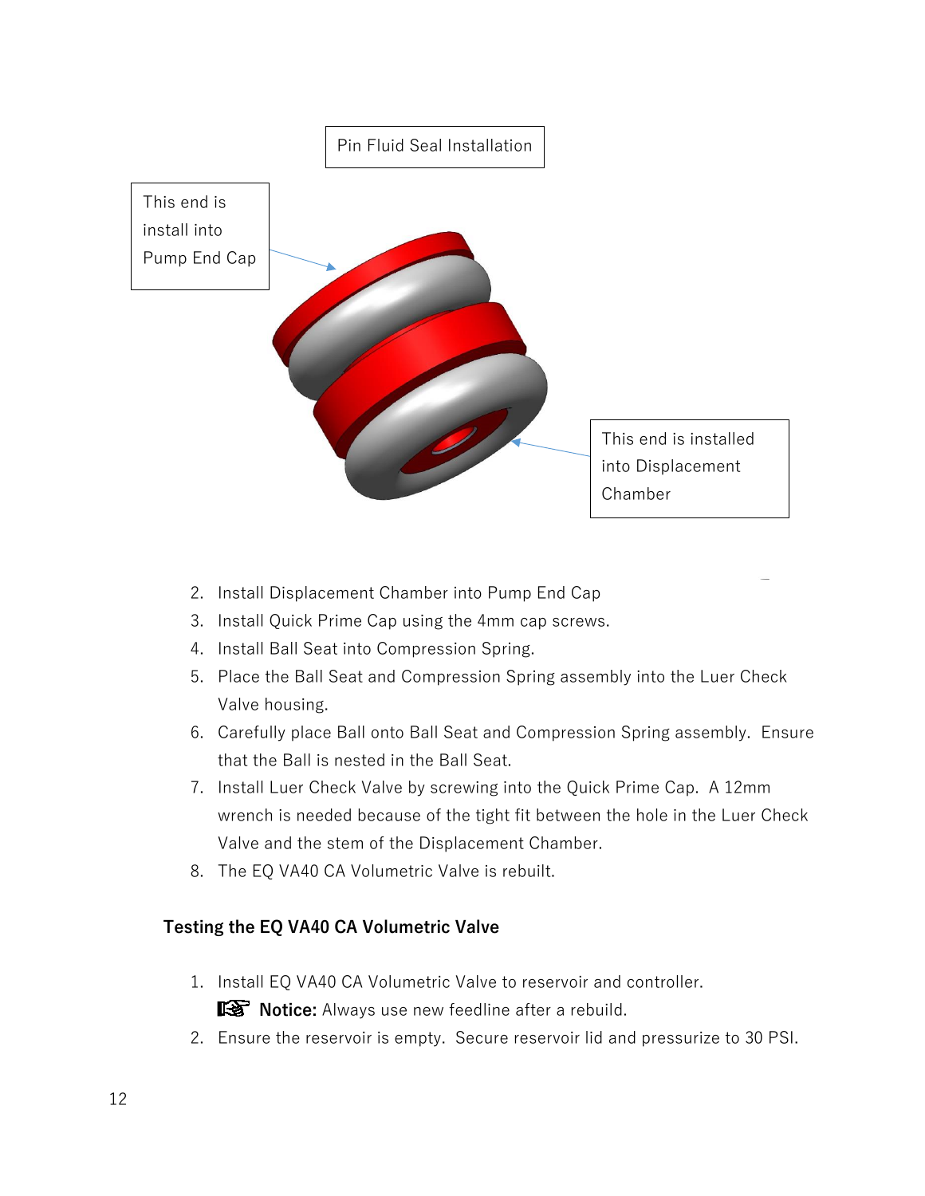Pin Fluid Seal Installation

This end is install into Pump End Cap

This end is installed into Displacement Chamber

2. Install Displacement Chamber into Pump End Cap
3. Install Quick Prime Cap using the 4mm cap screws.
4. Install Ball Seat into Compression Spring.
5. Place the Ball Seat and Compression Spring assembly into the Luer Check Valve housing.
6. Carefully place Ball onto Ball Seat and Compression Spring assembly. Ensure that the Ball is nested in the Ball Seat.
7. Install Luer Check Valve by screwing into the Quick Prime Cap. A 12mm wrench is needed because of the tight fit between the hole in the Luer Check Valve and the stem of the Displacement Chamber.
8. The EQ VA40 CA Volumetric Valve is rebuilt.

### Testing the EQ VA40 CA Volumetric Valve

1. Install EQ VA40 CA Volumetric Valve to reservoir and controller.

   ☞ **Notice:** Always use new feedline after a rebuild.
2. Ensure the reservoir is empty. Secure reservoir lid and pressurize to 30 PSI.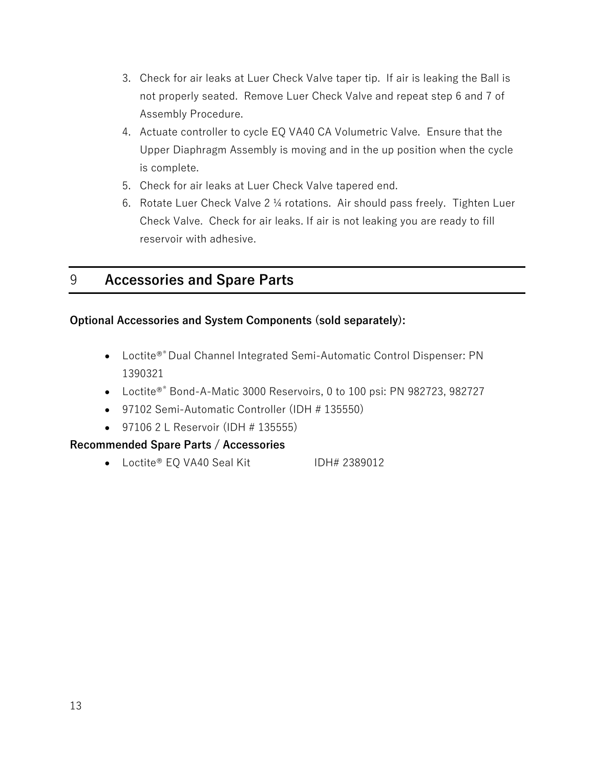3. Check for air leaks at Luer Check Valve taper tip. If air is leaking the Ball is not properly seated. Remove Luer Check Valve and repeat step 6 and 7 of Assembly Procedure.
4. Actuate controller to cycle EQ VA40 CA Volumetric Valve. Ensure that the Upper Diaphragm Assembly is moving and in the up position when the cycle is complete.
5. Check for air leaks at Luer Check Valve tapered end.
6. Rotate Luer Check Valve 2 ¼ rotations. Air should pass freely. Tighten Luer Check Valve. Check for air leaks. If air is not leaking you are ready to fill reservoir with adhesive.

# 9 Accessories and Spare Parts

**Optional Accessories and System Components (sold separately):**

- Loctite®® Dual Channel Integrated Semi-Automatic Control Dispenser: PN 1390321
- Loctite®® Bond-A-Matic 3000 Reservoirs, 0 to 100 psi: PN 982723, 982727
- 97102 Semi-Automatic Controller (IDH # 135550)
- 97106 2 L Reservoir (IDH # 135555)

**Recommended Spare Parts / Accessories**

- Loctite® EQ VA40 Seal Kit IDH# 2389012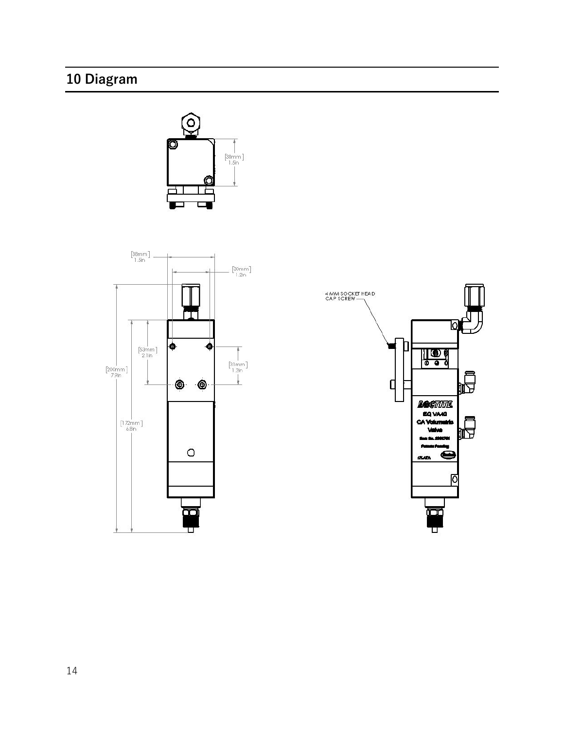## 10 Diagram

[38mm]
1.5in

[38mm]
1.5in

[30mm]
1.2in

[53mm]
2.1in

[31mm]
1.2in

[200mm]
7.9in

[172mm]
6.8in

4 MM SOCKET HEAD CAP SCREW

LOCTITE
EQ VA40
CA Volumetric
Valve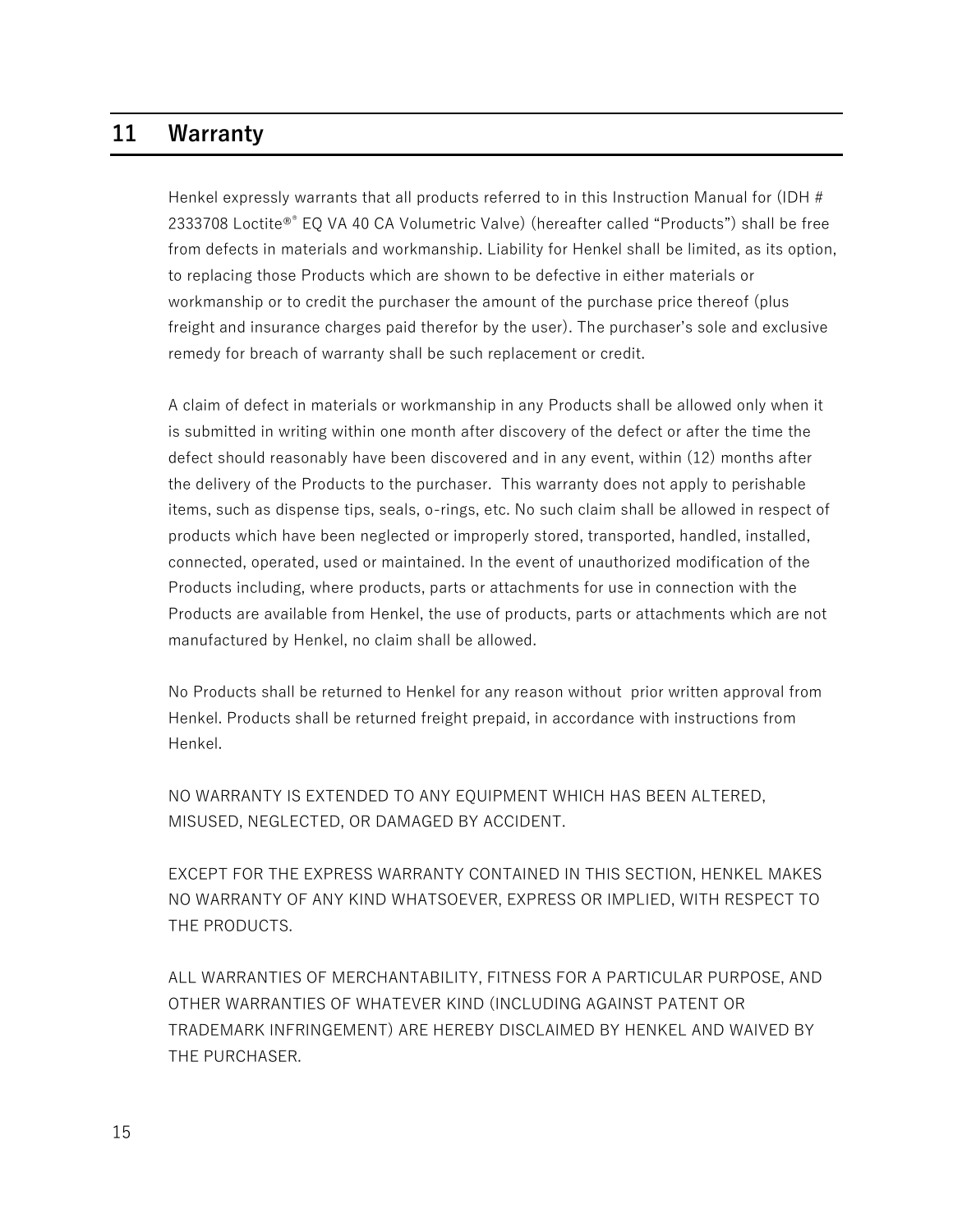# 11 Warranty

Henkel expressly warrants that all products referred to in this Instruction Manual for (IDH # 2333708 Loctite®® EQ VA 40 CA Volumetric Valve) (hereafter called "Products") shall be free from defects in materials and workmanship. Liability for Henkel shall be limited, as its option, to replacing those Products which are shown to be defective in either materials or workmanship or to credit the purchaser the amount of the purchase price thereof (plus freight and insurance charges paid therefor by the user). The purchaser's sole and exclusive remedy for breach of warranty shall be such replacement or credit.

A claim of defect in materials or workmanship in any Products shall be allowed only when it is submitted in writing within one month after discovery of the defect or after the time the defect should reasonably have been discovered and in any event, within (12) months after the delivery of the Products to the purchaser. This warranty does not apply to perishable items, such as dispense tips, seals, o-rings, etc. No such claim shall be allowed in respect of products which have been neglected or improperly stored, transported, handled, installed, connected, operated, used or maintained. In the event of unauthorized modification of the Products including, where products, parts or attachments for use in connection with the Products are available from Henkel, the use of products, parts or attachments which are not manufactured by Henkel, no claim shall be allowed.

No Products shall be returned to Henkel for any reason without prior written approval from Henkel. Products shall be returned freight prepaid, in accordance with instructions from Henkel.

NO WARRANTY IS EXTENDED TO ANY EQUIPMENT WHICH HAS BEEN ALTERED, MISUSED, NEGLECTED, OR DAMAGED BY ACCIDENT.

EXCEPT FOR THE EXPRESS WARRANTY CONTAINED IN THIS SECTION, HENKEL MAKES NO WARRANTY OF ANY KIND WHATSOEVER, EXPRESS OR IMPLIED, WITH RESPECT TO THE PRODUCTS.

ALL WARRANTIES OF MERCHANTABILITY, FITNESS FOR A PARTICULAR PURPOSE, AND OTHER WARRANTIES OF WHATEVER KIND (INCLUDING AGAINST PATENT OR TRADEMARK INFRINGEMENT) ARE HEREBY DISCLAIMED BY HENKEL AND WAIVED BY THE PURCHASER.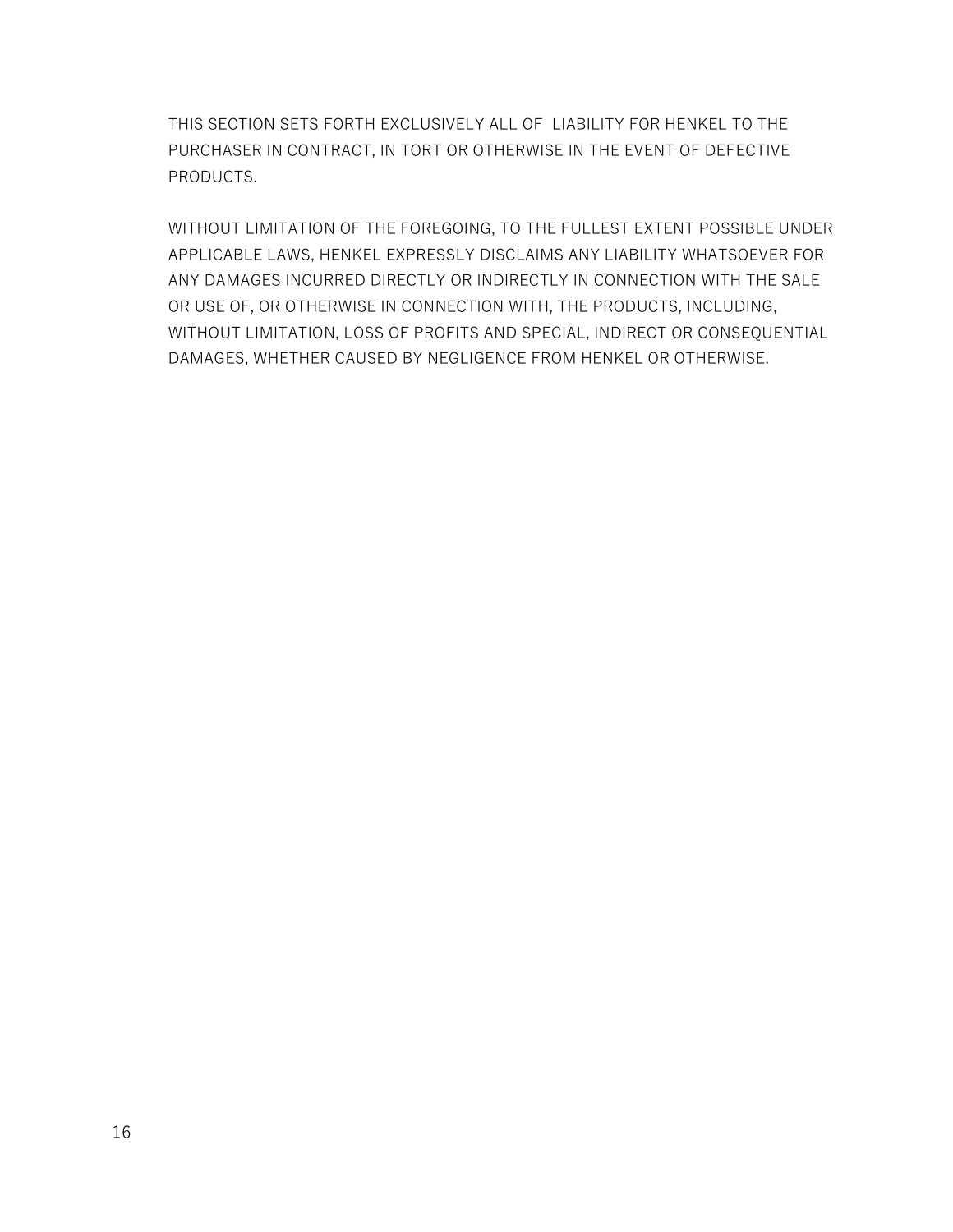THIS SECTION SETS FORTH EXCLUSIVELY ALL OF LIABILITY FOR HENKEL TO THE PURCHASER IN CONTRACT, IN TORT OR OTHERWISE IN THE EVENT OF DEFECTIVE PRODUCTS.

WITHOUT LIMITATION OF THE FOREGOING, TO THE FULLEST EXTENT POSSIBLE UNDER APPLICABLE LAWS, HENKEL EXPRESSLY DISCLAIMS ANY LIABILITY WHATSOEVER FOR ANY DAMAGES INCURRED DIRECTLY OR INDIRECTLY IN CONNECTION WITH THE SALE OR USE OF, OR OTHERWISE IN CONNECTION WITH, THE PRODUCTS, INCLUDING, WITHOUT LIMITATION, LOSS OF PROFITS AND SPECIAL, INDIRECT OR CONSEQUENTIAL DAMAGES, WHETHER CAUSED BY NEGLIGENCE FROM HENKEL OR OTHERWISE.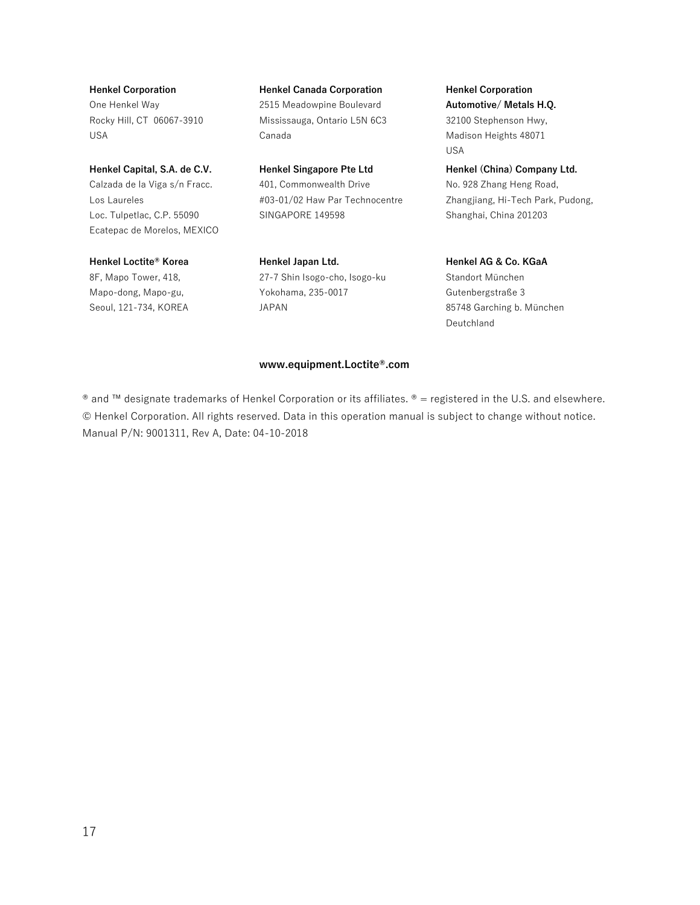**Henkel Corporation**
One Henkel Way
Rocky Hill, CT  06067-3910
USA

**Henkel Canada Corporation**
2515 Meadowpine Boulevard
Mississauga, Ontario L5N 6C3
Canada

**Henkel Corporation**
**Automotive/ Metals H.Q.**
32100 Stephenson Hwy,
Madison Heights 48071
USA

**Henkel Capital, S.A. de C.V.**
Calzada de la Viga s/n Fracc.
Los Laureles
Loc. Tulpetlac, C.P. 55090
Ecatepac de Morelos, MEXICO

**Henkel Singapore Pte Ltd**
401, Commonwealth Drive
#03-01/02 Haw Par Technocentre
SINGAPORE 149598

**Henkel (China) Company Ltd.**
No. 928 Zhang Heng Road,
Zhangjiang, Hi-Tech Park, Pudong,
Shanghai, China 201203

**Henkel Loctite® Korea**
8F, Mapo Tower, 418,
Mapo-dong, Mapo-gu,
Seoul, 121-734, KOREA

**Henkel Japan Ltd.**
27-7 Shin Isogo-cho, Isogo-ku
Yokohama, 235-0017
JAPAN

**Henkel AG & Co. KGaA**
Standort München
Gutenbergstraße 3
85748 Garching b. München
Deutchland

**www.equipment.Loctite®.com**

® and ™ designate trademarks of Henkel Corporation or its affiliates. ® = registered in the U.S. and elsewhere.
© Henkel Corporation. All rights reserved. Data in this operation manual is subject to change without notice.
Manual P/N: 9001311, Rev A, Date: 04-10-2018